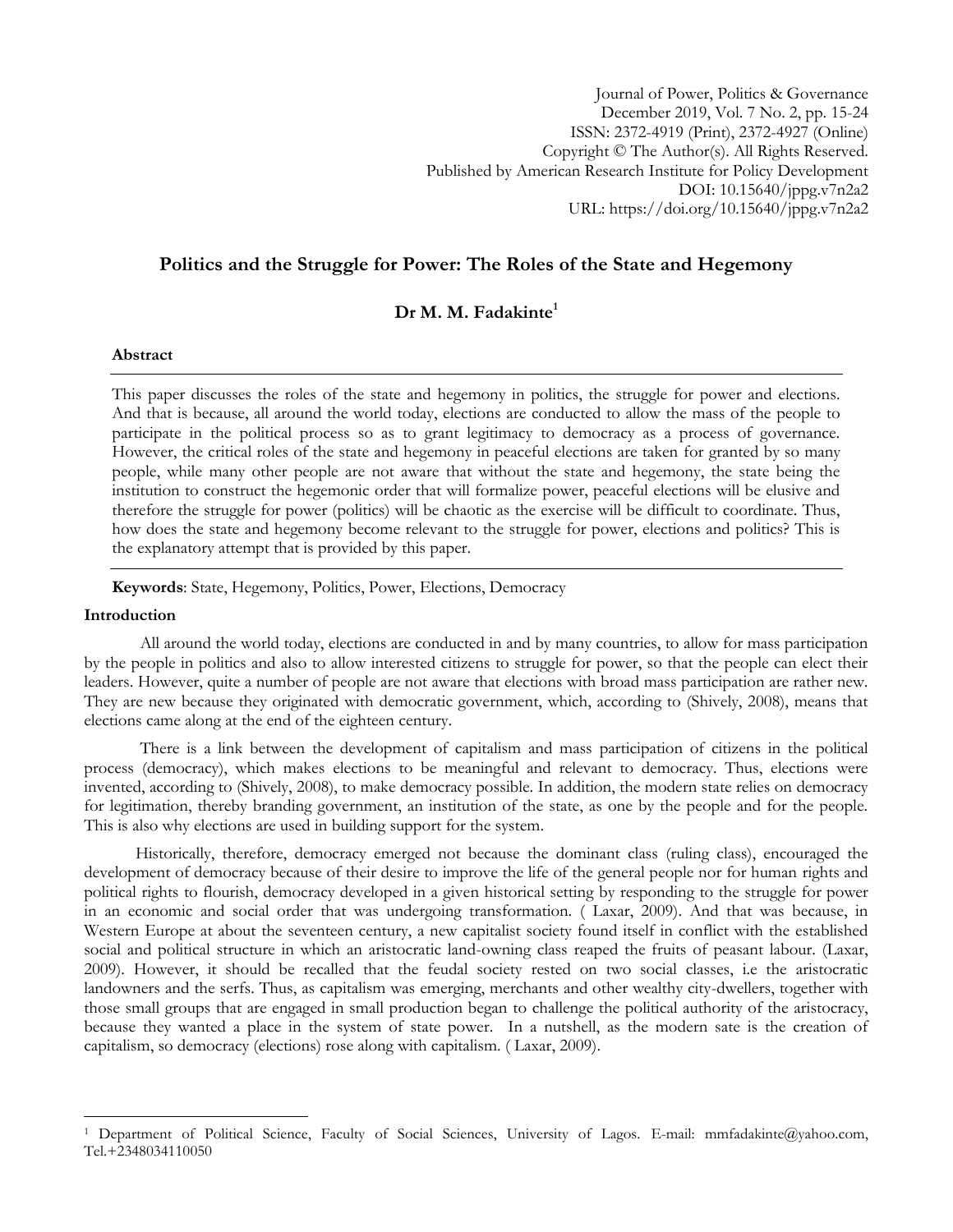# Politics and the Struggle for Power: The Roles of the State and Hegemony

**Dr M. M. Fadakinte[1]**

### Abstract

This paper discusses the roles of the state and hegemony in politics, the struggle for power and elections. And that is because, all around the world today, elections are conducted to allow the mass of the people to participate in the political process so as to grant legitimacy to democracy as a process of governance. However, the critical roles of the state and hegemony in peaceful elections are taken for granted by so many people, while many other people are not aware that without the state and hegemony, the state being the institution to construct the hegemonic order that will formalize power, peaceful elections will be elusive and therefore the struggle for power (politics) will be chaotic as the exercise will be difficult to coordinate. Thus, how does the state and hegemony become relevant to the struggle for power, elections and politics? This is the explanatory attempt that is provided by this paper.

**Keywords**: State, Hegemony, Politics, Power, Elections, Democracy

### Introduction

All around the world today, elections are conducted in and by many countries, to allow for mass participation by the people in politics and also to allow interested citizens to struggle for power, so that the people can elect their leaders. However, quite a number of people are not aware that elections with broad mass participation are rather new. They are new because they originated with democratic government, which, according to (Shively, 2008), means that elections came along at the end of the eighteen century.

There is a link between the development of capitalism and mass participation of citizens in the political process (democracy), which makes elections to be meaningful and relevant to democracy. Thus, elections were invented, according to (Shively, 2008), to make democracy possible. In addition, the modern state relies on democracy for legitimation, thereby branding government, an institution of the state, as one by the people and for the people. This is also why elections are used in building support for the system.

Historically, therefore, democracy emerged not because the dominant class (ruling class), encouraged the development of democracy because of their desire to improve the life of the general people nor for human rights and political rights to flourish, democracy developed in a given historical setting by responding to the struggle for power in an economic and social order that was undergoing transformation. ( Laxar, 2009). And that was because, in Western Europe at about the seventeen century, a new capitalist society found itself in conflict with the established social and political structure in which an aristocratic land-owning class reaped the fruits of peasant labour. (Laxar, 2009). However, it should be recalled that the feudal society rested on two social classes, i.e the aristocratic landowners and the serfs. Thus, as capitalism was emerging, merchants and other wealthy city-dwellers, together with those small groups that are engaged in small production began to challenge the political authority of the aristocracy, because they wanted a place in the system of state power. In a nutshell, as the modern sate is the creation of capitalism, so democracy (elections) rose along with capitalism. ( Laxar, 2009).

---

[1] Department of Political Science, Faculty of Social Sciences, University of Lagos. E-mail: mmfadakinte@yahoo.com, Tel.+2348034110050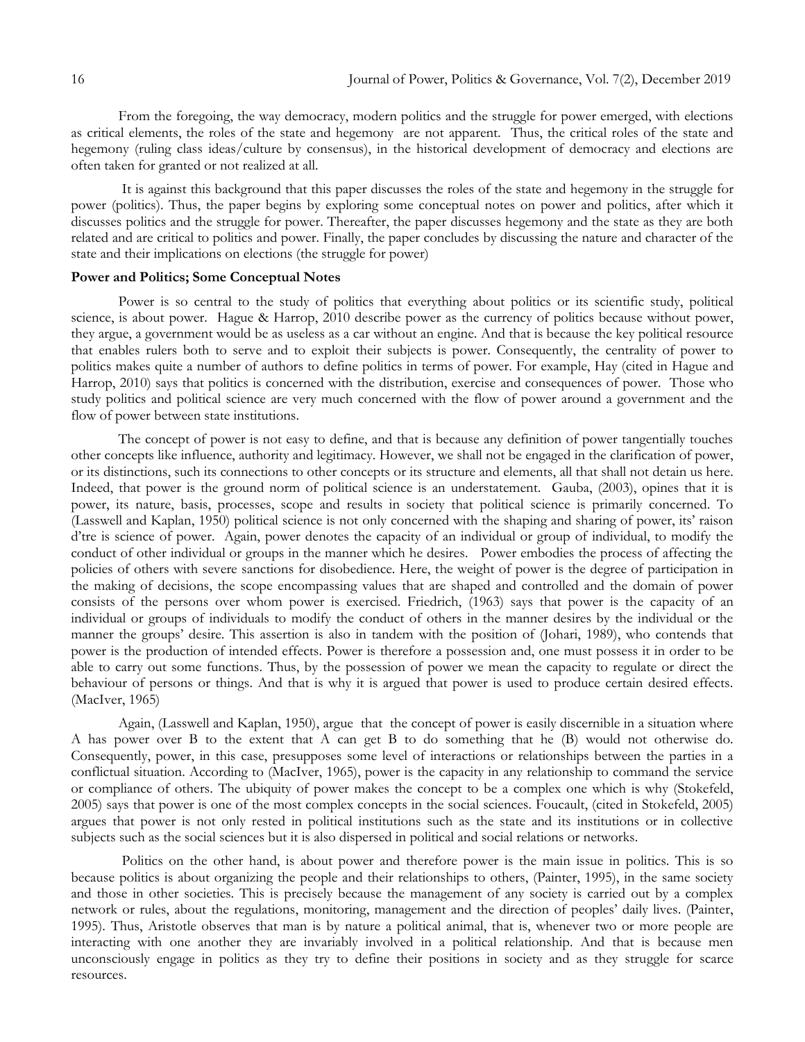From the foregoing, the way democracy, modern politics and the struggle for power emerged, with elections as critical elements, the roles of the state and hegemony are not apparent. Thus, the critical roles of the state and hegemony (ruling class ideas/culture by consensus), in the historical development of democracy and elections are often taken for granted or not realized at all.

It is against this background that this paper discusses the roles of the state and hegemony in the struggle for power (politics). Thus, the paper begins by exploring some conceptual notes on power and politics, after which it discusses politics and the struggle for power. Thereafter, the paper discusses hegemony and the state as they are both related and are critical to politics and power. Finally, the paper concludes by discussing the nature and character of the state and their implications on elections (the struggle for power)

**Power and Politics; Some Conceptual Notes**

Power is so central to the study of politics that everything about politics or its scientific study, political science, is about power. Hague & Harrop, 2010 describe power as the currency of politics because without power, they argue, a government would be as useless as a car without an engine. And that is because the key political resource that enables rulers both to serve and to exploit their subjects is power. Consequently, the centrality of power to politics makes quite a number of authors to define politics in terms of power. For example, Hay (cited in Hague and Harrop, 2010) says that politics is concerned with the distribution, exercise and consequences of power. Those who study politics and political science are very much concerned with the flow of power around a government and the flow of power between state institutions.

The concept of power is not easy to define, and that is because any definition of power tangentially touches other concepts like influence, authority and legitimacy. However, we shall not be engaged in the clarification of power, or its distinctions, such its connections to other concepts or its structure and elements, all that shall not detain us here. Indeed, that power is the ground norm of political science is an understatement. Gauba, (2003), opines that it is power, its nature, basis, processes, scope and results in society that political science is primarily concerned. To (Lasswell and Kaplan, 1950) political science is not only concerned with the shaping and sharing of power, its' raison d'tre is science of power. Again, power denotes the capacity of an individual or group of individual, to modify the conduct of other individual or groups in the manner which he desires. Power embodies the process of affecting the policies of others with severe sanctions for disobedience. Here, the weight of power is the degree of participation in the making of decisions, the scope encompassing values that are shaped and controlled and the domain of power consists of the persons over whom power is exercised. Friedrich, (1963) says that power is the capacity of an individual or groups of individuals to modify the conduct of others in the manner desires by the individual or the manner the groups' desire. This assertion is also in tandem with the position of (Johari, 1989), who contends that power is the production of intended effects. Power is therefore a possession and, one must possess it in order to be able to carry out some functions. Thus, by the possession of power we mean the capacity to regulate or direct the behaviour of persons or things. And that is why it is argued that power is used to produce certain desired effects. (MacIver, 1965)

Again, (Lasswell and Kaplan, 1950), argue that the concept of power is easily discernible in a situation where A has power over B to the extent that A can get B to do something that he (B) would not otherwise do. Consequently, power, in this case, presupposes some level of interactions or relationships between the parties in a conflictual situation. According to (MacIver, 1965), power is the capacity in any relationship to command the service or compliance of others. The ubiquity of power makes the concept to be a complex one which is why (Stokefeld, 2005) says that power is one of the most complex concepts in the social sciences. Foucault, (cited in Stokefeld, 2005) argues that power is not only rested in political institutions such as the state and its institutions or in collective subjects such as the social sciences but it is also dispersed in political and social relations or networks.

Politics on the other hand, is about power and therefore power is the main issue in politics. This is so because politics is about organizing the people and their relationships to others, (Painter, 1995), in the same society and those in other societies. This is precisely because the management of any society is carried out by a complex network or rules, about the regulations, monitoring, management and the direction of peoples' daily lives. (Painter, 1995). Thus, Aristotle observes that man is by nature a political animal, that is, whenever two or more people are interacting with one another they are invariably involved in a political relationship. And that is because men unconsciously engage in politics as they try to define their positions in society and as they struggle for scarce resources.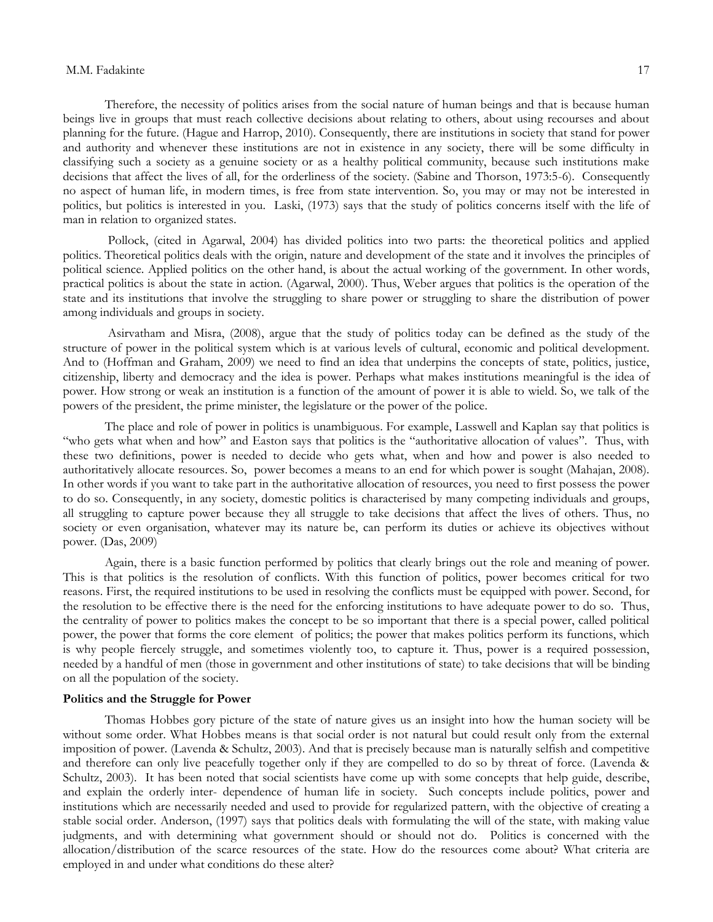Therefore, the necessity of politics arises from the social nature of human beings and that is because human beings live in groups that must reach collective decisions about relating to others, about using recourses and about planning for the future. (Hague and Harrop, 2010). Consequently, there are institutions in society that stand for power and authority and whenever these institutions are not in existence in any society, there will be some difficulty in classifying such a society as a genuine society or as a healthy political community, because such institutions make decisions that affect the lives of all, for the orderliness of the society. (Sabine and Thorson, 1973:5-6). Consequently no aspect of human life, in modern times, is free from state intervention. So, you may or may not be interested in politics, but politics is interested in you. Laski, (1973) says that the study of politics concerns itself with the life of man in relation to organized states.

Pollock, (cited in Agarwal, 2004) has divided politics into two parts: the theoretical politics and applied politics. Theoretical politics deals with the origin, nature and development of the state and it involves the principles of political science. Applied politics on the other hand, is about the actual working of the government. In other words, practical politics is about the state in action. (Agarwal, 2000). Thus, Weber argues that politics is the operation of the state and its institutions that involve the struggling to share power or struggling to share the distribution of power among individuals and groups in society.

Asirvatham and Misra, (2008), argue that the study of politics today can be defined as the study of the structure of power in the political system which is at various levels of cultural, economic and political development. And to (Hoffman and Graham, 2009) we need to find an idea that underpins the concepts of state, politics, justice, citizenship, liberty and democracy and the idea is power. Perhaps what makes institutions meaningful is the idea of power. How strong or weak an institution is a function of the amount of power it is able to wield. So, we talk of the powers of the president, the prime minister, the legislature or the power of the police.

The place and role of power in politics is unambiguous. For example, Lasswell and Kaplan say that politics is "who gets what when and how" and Easton says that politics is the "authoritative allocation of values". Thus, with these two definitions, power is needed to decide who gets what, when and how and power is also needed to authoritatively allocate resources. So, power becomes a means to an end for which power is sought (Mahajan, 2008). In other words if you want to take part in the authoritative allocation of resources, you need to first possess the power to do so. Consequently, in any society, domestic politics is characterised by many competing individuals and groups, all struggling to capture power because they all struggle to take decisions that affect the lives of others. Thus, no society or even organisation, whatever may its nature be, can perform its duties or achieve its objectives without power. (Das, 2009)

Again, there is a basic function performed by politics that clearly brings out the role and meaning of power. This is that politics is the resolution of conflicts. With this function of politics, power becomes critical for two reasons. First, the required institutions to be used in resolving the conflicts must be equipped with power. Second, for the resolution to be effective there is the need for the enforcing institutions to have adequate power to do so. Thus, the centrality of power to politics makes the concept to be so important that there is a special power, called political power, the power that forms the core element of politics; the power that makes politics perform its functions, which is why people fiercely struggle, and sometimes violently too, to capture it. Thus, power is a required possession, needed by a handful of men (those in government and other institutions of state) to take decisions that will be binding on all the population of the society.

**Politics and the Struggle for Power**

Thomas Hobbes gory picture of the state of nature gives us an insight into how the human society will be without some order. What Hobbes means is that social order is not natural but could result only from the external imposition of power. (Lavenda & Schultz, 2003). And that is precisely because man is naturally selfish and competitive and therefore can only live peacefully together only if they are compelled to do so by threat of force. (Lavenda & Schultz, 2003). It has been noted that social scientists have come up with some concepts that help guide, describe, and explain the orderly inter- dependence of human life in society. Such concepts include politics, power and institutions which are necessarily needed and used to provide for regularized pattern, with the objective of creating a stable social order. Anderson, (1997) says that politics deals with formulating the will of the state, with making value judgments, and with determining what government should or should not do. Politics is concerned with the allocation/distribution of the scarce resources of the state. How do the resources come about? What criteria are employed in and under what conditions do these alter?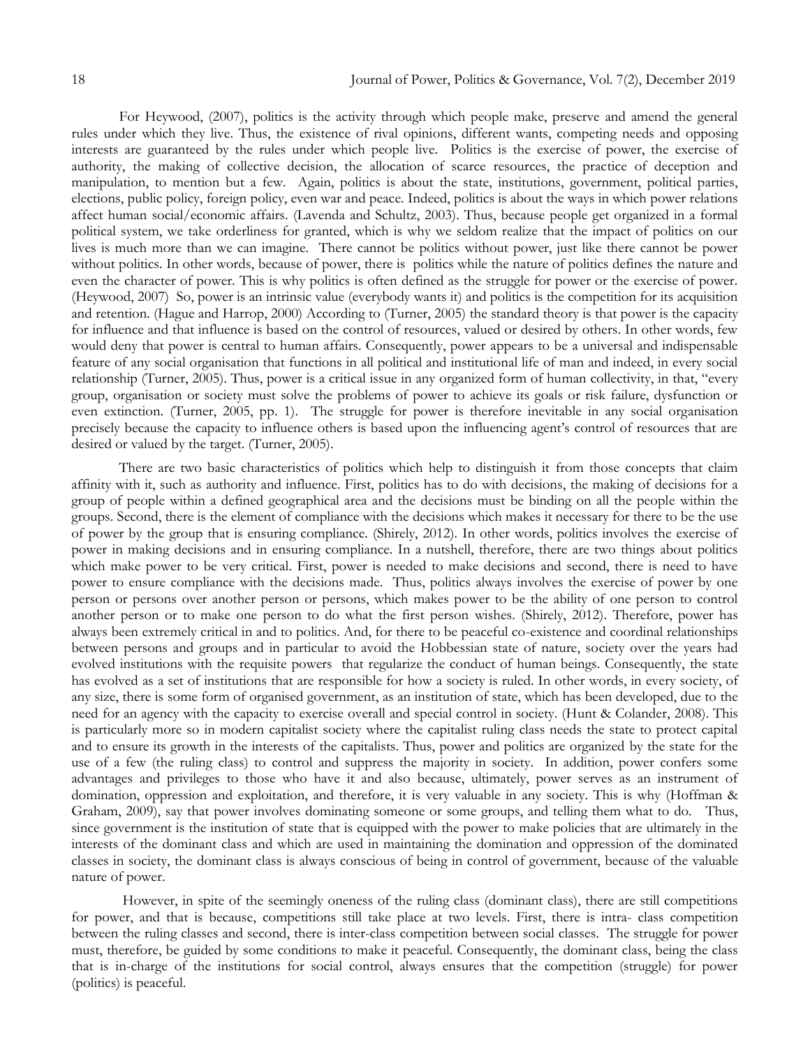For Heywood, (2007), politics is the activity through which people make, preserve and amend the general rules under which they live. Thus, the existence of rival opinions, different wants, competing needs and opposing interests are guaranteed by the rules under which people live. Politics is the exercise of power, the exercise of authority, the making of collective decision, the allocation of scarce resources, the practice of deception and manipulation, to mention but a few. Again, politics is about the state, institutions, government, political parties, elections, public policy, foreign policy, even war and peace. Indeed, politics is about the ways in which power relations affect human social/economic affairs. (Lavenda and Schultz, 2003). Thus, because people get organized in a formal political system, we take orderliness for granted, which is why we seldom realize that the impact of politics on our lives is much more than we can imagine. There cannot be politics without power, just like there cannot be power without politics. In other words, because of power, there is politics while the nature of politics defines the nature and even the character of power. This is why politics is often defined as the struggle for power or the exercise of power. (Heywood, 2007) So, power is an intrinsic value (everybody wants it) and politics is the competition for its acquisition and retention. (Hague and Harrop, 2000) According to (Turner, 2005) the standard theory is that power is the capacity for influence and that influence is based on the control of resources, valued or desired by others. In other words, few would deny that power is central to human affairs. Consequently, power appears to be a universal and indispensable feature of any social organisation that functions in all political and institutional life of man and indeed, in every social relationship (Turner, 2005). Thus, power is a critical issue in any organized form of human collectivity, in that, "every group, organisation or society must solve the problems of power to achieve its goals or risk failure, dysfunction or even extinction. (Turner, 2005, pp. 1). The struggle for power is therefore inevitable in any social organisation precisely because the capacity to influence others is based upon the influencing agent's control of resources that are desired or valued by the target. (Turner, 2005).

There are two basic characteristics of politics which help to distinguish it from those concepts that claim affinity with it, such as authority and influence. First, politics has to do with decisions, the making of decisions for a group of people within a defined geographical area and the decisions must be binding on all the people within the groups. Second, there is the element of compliance with the decisions which makes it necessary for there to be the use of power by the group that is ensuring compliance. (Shirely, 2012). In other words, politics involves the exercise of power in making decisions and in ensuring compliance. In a nutshell, therefore, there are two things about politics which make power to be very critical. First, power is needed to make decisions and second, there is need to have power to ensure compliance with the decisions made. Thus, politics always involves the exercise of power by one person or persons over another person or persons, which makes power to be the ability of one person to control another person or to make one person to do what the first person wishes. (Shirely, 2012). Therefore, power has always been extremely critical in and to politics. And, for there to be peaceful co-existence and coordinal relationships between persons and groups and in particular to avoid the Hobbessian state of nature, society over the years had evolved institutions with the requisite powers that regularize the conduct of human beings. Consequently, the state has evolved as a set of institutions that are responsible for how a society is ruled. In other words, in every society, of any size, there is some form of organised government, as an institution of state, which has been developed, due to the need for an agency with the capacity to exercise overall and special control in society. (Hunt & Colander, 2008). This is particularly more so in modern capitalist society where the capitalist ruling class needs the state to protect capital and to ensure its growth in the interests of the capitalists. Thus, power and politics are organized by the state for the use of a few (the ruling class) to control and suppress the majority in society. In addition, power confers some advantages and privileges to those who have it and also because, ultimately, power serves as an instrument of domination, oppression and exploitation, and therefore, it is very valuable in any society. This is why (Hoffman & Graham, 2009), say that power involves dominating someone or some groups, and telling them what to do. Thus, since government is the institution of state that is equipped with the power to make policies that are ultimately in the interests of the dominant class and which are used in maintaining the domination and oppression of the dominated classes in society, the dominant class is always conscious of being in control of government, because of the valuable nature of power.

However, in spite of the seemingly oneness of the ruling class (dominant class), there are still competitions for power, and that is because, competitions still take place at two levels. First, there is intra- class competition between the ruling classes and second, there is inter-class competition between social classes. The struggle for power must, therefore, be guided by some conditions to make it peaceful. Consequently, the dominant class, being the class that is in-charge of the institutions for social control, always ensures that the competition (struggle) for power (politics) is peaceful.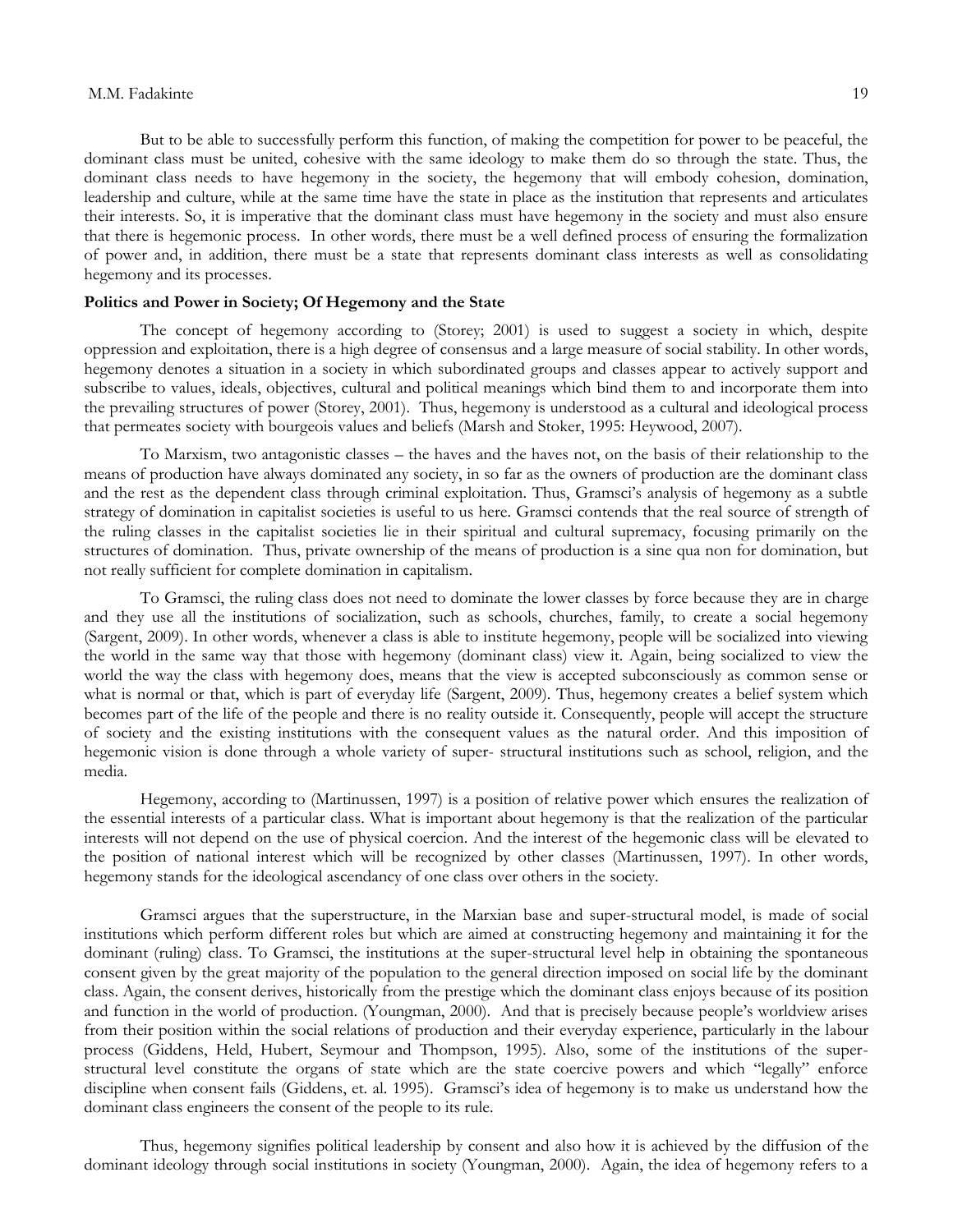But to be able to successfully perform this function, of making the competition for power to be peaceful, the dominant class must be united, cohesive with the same ideology to make them do so through the state. Thus, the dominant class needs to have hegemony in the society, the hegemony that will embody cohesion, domination, leadership and culture, while at the same time have the state in place as the institution that represents and articulates their interests. So, it is imperative that the dominant class must have hegemony in the society and must also ensure that there is hegemonic process. In other words, there must be a well defined process of ensuring the formalization of power and, in addition, there must be a state that represents dominant class interests as well as consolidating hegemony and its processes.

**Politics and Power in Society; Of Hegemony and the State**

The concept of hegemony according to (Storey; 2001) is used to suggest a society in which, despite oppression and exploitation, there is a high degree of consensus and a large measure of social stability. In other words, hegemony denotes a situation in a society in which subordinated groups and classes appear to actively support and subscribe to values, ideals, objectives, cultural and political meanings which bind them to and incorporate them into the prevailing structures of power (Storey, 2001). Thus, hegemony is understood as a cultural and ideological process that permeates society with bourgeois values and beliefs (Marsh and Stoker, 1995: Heywood, 2007).

To Marxism, two antagonistic classes – the haves and the haves not, on the basis of their relationship to the means of production have always dominated any society, in so far as the owners of production are the dominant class and the rest as the dependent class through criminal exploitation. Thus, Gramsci's analysis of hegemony as a subtle strategy of domination in capitalist societies is useful to us here. Gramsci contends that the real source of strength of the ruling classes in the capitalist societies lie in their spiritual and cultural supremacy, focusing primarily on the structures of domination. Thus, private ownership of the means of production is a sine qua non for domination, but not really sufficient for complete domination in capitalism.

To Gramsci, the ruling class does not need to dominate the lower classes by force because they are in charge and they use all the institutions of socialization, such as schools, churches, family, to create a social hegemony (Sargent, 2009). In other words, whenever a class is able to institute hegemony, people will be socialized into viewing the world in the same way that those with hegemony (dominant class) view it. Again, being socialized to view the world the way the class with hegemony does, means that the view is accepted subconsciously as common sense or what is normal or that, which is part of everyday life (Sargent, 2009). Thus, hegemony creates a belief system which becomes part of the life of the people and there is no reality outside it. Consequently, people will accept the structure of society and the existing institutions with the consequent values as the natural order. And this imposition of hegemonic vision is done through a whole variety of super- structural institutions such as school, religion, and the media.

Hegemony, according to (Martinussen, 1997) is a position of relative power which ensures the realization of the essential interests of a particular class. What is important about hegemony is that the realization of the particular interests will not depend on the use of physical coercion. And the interest of the hegemonic class will be elevated to the position of national interest which will be recognized by other classes (Martinussen, 1997). In other words, hegemony stands for the ideological ascendancy of one class over others in the society.

Gramsci argues that the superstructure, in the Marxian base and super-structural model, is made of social institutions which perform different roles but which are aimed at constructing hegemony and maintaining it for the dominant (ruling) class. To Gramsci, the institutions at the super-structural level help in obtaining the spontaneous consent given by the great majority of the population to the general direction imposed on social life by the dominant class. Again, the consent derives, historically from the prestige which the dominant class enjoys because of its position and function in the world of production. (Youngman, 2000). And that is precisely because people's worldview arises from their position within the social relations of production and their everyday experience, particularly in the labour process (Giddens, Held, Hubert, Seymour and Thompson, 1995). Also, some of the institutions of the super-structural level constitute the organs of state which are the state coercive powers and which "legally" enforce discipline when consent fails (Giddens, et. al. 1995). Gramsci's idea of hegemony is to make us understand how the dominant class engineers the consent of the people to its rule.

Thus, hegemony signifies political leadership by consent and also how it is achieved by the diffusion of the dominant ideology through social institutions in society (Youngman, 2000). Again, the idea of hegemony refers to a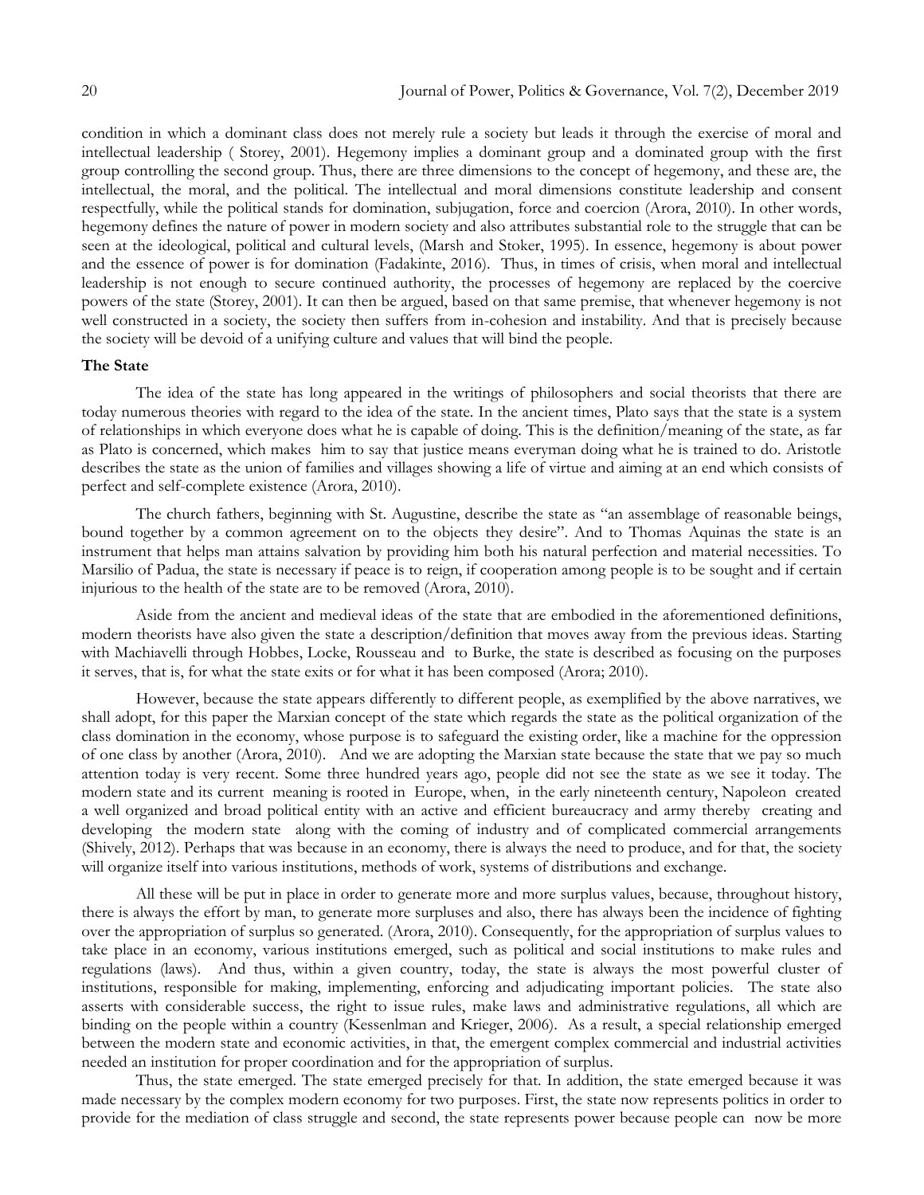condition in which a dominant class does not merely rule a society but leads it through the exercise of moral and intellectual leadership ( Storey, 2001). Hegemony implies a dominant group and a dominated group with the first group controlling the second group. Thus, there are three dimensions to the concept of hegemony, and these are, the intellectual, the moral, and the political. The intellectual and moral dimensions constitute leadership and consent respectfully, while the political stands for domination, subjugation, force and coercion (Arora, 2010). In other words, hegemony defines the nature of power in modern society and also attributes substantial role to the struggle that can be seen at the ideological, political and cultural levels, (Marsh and Stoker, 1995). In essence, hegemony is about power and the essence of power is for domination (Fadakinte, 2016). Thus, in times of crisis, when moral and intellectual leadership is not enough to secure continued authority, the processes of hegemony are replaced by the coercive powers of the state (Storey, 2001). It can then be argued, based on that same premise, that whenever hegemony is not well constructed in a society, the society then suffers from in-cohesion and instability. And that is precisely because the society will be devoid of a unifying culture and values that will bind the people.

**The State**

The idea of the state has long appeared in the writings of philosophers and social theorists that there are today numerous theories with regard to the idea of the state. In the ancient times, Plato says that the state is a system of relationships in which everyone does what he is capable of doing. This is the definition/meaning of the state, as far as Plato is concerned, which makes him to say that justice means everyman doing what he is trained to do. Aristotle describes the state as the union of families and villages showing a life of virtue and aiming at an end which consists of perfect and self-complete existence (Arora, 2010).

The church fathers, beginning with St. Augustine, describe the state as "an assemblage of reasonable beings, bound together by a common agreement on to the objects they desire". And to Thomas Aquinas the state is an instrument that helps man attains salvation by providing him both his natural perfection and material necessities. To Marsilio of Padua, the state is necessary if peace is to reign, if cooperation among people is to be sought and if certain injurious to the health of the state are to be removed (Arora, 2010).

Aside from the ancient and medieval ideas of the state that are embodied in the aforementioned definitions, modern theorists have also given the state a description/definition that moves away from the previous ideas. Starting with Machiavelli through Hobbes, Locke, Rousseau and to Burke, the state is described as focusing on the purposes it serves, that is, for what the state exits or for what it has been composed (Arora; 2010).

However, because the state appears differently to different people, as exemplified by the above narratives, we shall adopt, for this paper the Marxian concept of the state which regards the state as the political organization of the class domination in the economy, whose purpose is to safeguard the existing order, like a machine for the oppression of one class by another (Arora, 2010). And we are adopting the Marxian state because the state that we pay so much attention today is very recent. Some three hundred years ago, people did not see the state as we see it today. The modern state and its current meaning is rooted in Europe, when, in the early nineteenth century, Napoleon created a well organized and broad political entity with an active and efficient bureaucracy and army thereby creating and developing the modern state along with the coming of industry and of complicated commercial arrangements (Shively, 2012). Perhaps that was because in an economy, there is always the need to produce, and for that, the society will organize itself into various institutions, methods of work, systems of distributions and exchange.

All these will be put in place in order to generate more and more surplus values, because, throughout history, there is always the effort by man, to generate more surpluses and also, there has always been the incidence of fighting over the appropriation of surplus so generated. (Arora, 2010). Consequently, for the appropriation of surplus values to take place in an economy, various institutions emerged, such as political and social institutions to make rules and regulations (laws). And thus, within a given country, today, the state is always the most powerful cluster of institutions, responsible for making, implementing, enforcing and adjudicating important policies. The state also asserts with considerable success, the right to issue rules, make laws and administrative regulations, all which are binding on the people within a country (Kessenlman and Krieger, 2006). As a result, a special relationship emerged between the modern state and economic activities, in that, the emergent complex commercial and industrial activities needed an institution for proper coordination and for the appropriation of surplus.

Thus, the state emerged. The state emerged precisely for that. In addition, the state emerged because it was made necessary by the complex modern economy for two purposes. First, the state now represents politics in order to provide for the mediation of class struggle and second, the state represents power because people can now be more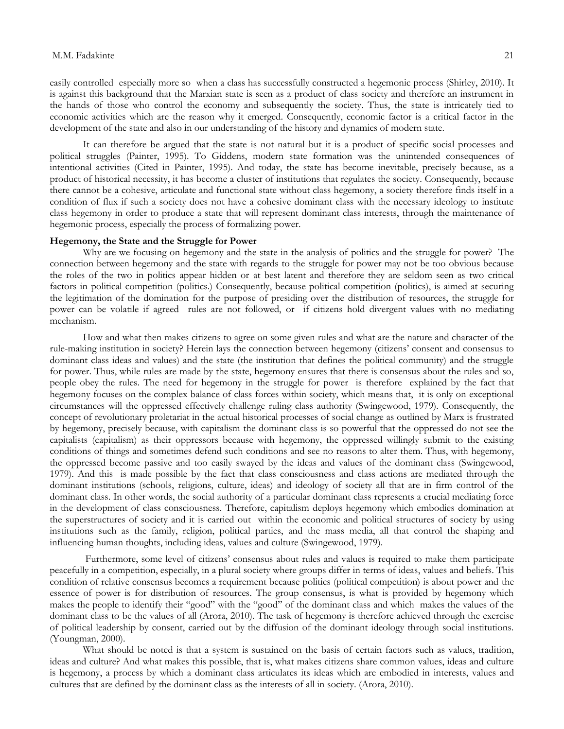easily controlled especially more so when a class has successfully constructed a hegemonic process (Shirley, 2010). It is against this background that the Marxian state is seen as a product of class society and therefore an instrument in the hands of those who control the economy and subsequently the society. Thus, the state is intricately tied to economic activities which are the reason why it emerged. Consequently, economic factor is a critical factor in the development of the state and also in our understanding of the history and dynamics of modern state.

It can therefore be argued that the state is not natural but it is a product of specific social processes and political struggles (Painter, 1995). To Giddens, modern state formation was the unintended consequences of intentional activities (Cited in Painter, 1995). And today, the state has become inevitable, precisely because, as a product of historical necessity, it has become a cluster of institutions that regulates the society. Consequently, because there cannot be a cohesive, articulate and functional state without class hegemony, a society therefore finds itself in a condition of flux if such a society does not have a cohesive dominant class with the necessary ideology to institute class hegemony in order to produce a state that will represent dominant class interests, through the maintenance of hegemonic process, especially the process of formalizing power.

**Hegemony, the State and the Struggle for Power**

Why are we focusing on hegemony and the state in the analysis of politics and the struggle for power? The connection between hegemony and the state with regards to the struggle for power may not be too obvious because the roles of the two in politics appear hidden or at best latent and therefore they are seldom seen as two critical factors in political competition (politics.) Consequently, because political competition (politics), is aimed at securing the legitimation of the domination for the purpose of presiding over the distribution of resources, the struggle for power can be volatile if agreed rules are not followed, or if citizens hold divergent values with no mediating mechanism.

How and what then makes citizens to agree on some given rules and what are the nature and character of the rule-making institution in society? Herein lays the connection between hegemony (citizens' consent and consensus to dominant class ideas and values) and the state (the institution that defines the political community) and the struggle for power. Thus, while rules are made by the state, hegemony ensures that there is consensus about the rules and so, people obey the rules. The need for hegemony in the struggle for power is therefore explained by the fact that hegemony focuses on the complex balance of class forces within society, which means that, it is only on exceptional circumstances will the oppressed effectively challenge ruling class authority (Swingewood, 1979). Consequently, the concept of revolutionary proletariat in the actual historical processes of social change as outlined by Marx is frustrated by hegemony, precisely because, with capitalism the dominant class is so powerful that the oppressed do not see the capitalists (capitalism) as their oppressors because with hegemony, the oppressed willingly submit to the existing conditions of things and sometimes defend such conditions and see no reasons to alter them. Thus, with hegemony, the oppressed become passive and too easily swayed by the ideas and values of the dominant class (Swingewood, 1979). And this is made possible by the fact that class consciousness and class actions are mediated through the dominant institutions (schools, religions, culture, ideas) and ideology of society all that are in firm control of the dominant class. In other words, the social authority of a particular dominant class represents a crucial mediating force in the development of class consciousness. Therefore, capitalism deploys hegemony which embodies domination at the superstructures of society and it is carried out within the economic and political structures of society by using institutions such as the family, religion, political parties, and the mass media, all that control the shaping and influencing human thoughts, including ideas, values and culture (Swingewood, 1979).

Furthermore, some level of citizens' consensus about rules and values is required to make them participate peacefully in a competition, especially, in a plural society where groups differ in terms of ideas, values and beliefs. This condition of relative consensus becomes a requirement because politics (political competition) is about power and the essence of power is for distribution of resources. The group consensus, is what is provided by hegemony which makes the people to identify their "good" with the "good" of the dominant class and which makes the values of the dominant class to be the values of all (Arora, 2010). The task of hegemony is therefore achieved through the exercise of political leadership by consent, carried out by the diffusion of the dominant ideology through social institutions. (Youngman, 2000).

What should be noted is that a system is sustained on the basis of certain factors such as values, tradition, ideas and culture? And what makes this possible, that is, what makes citizens share common values, ideas and culture is hegemony, a process by which a dominant class articulates its ideas which are embodied in interests, values and cultures that are defined by the dominant class as the interests of all in society. (Arora, 2010).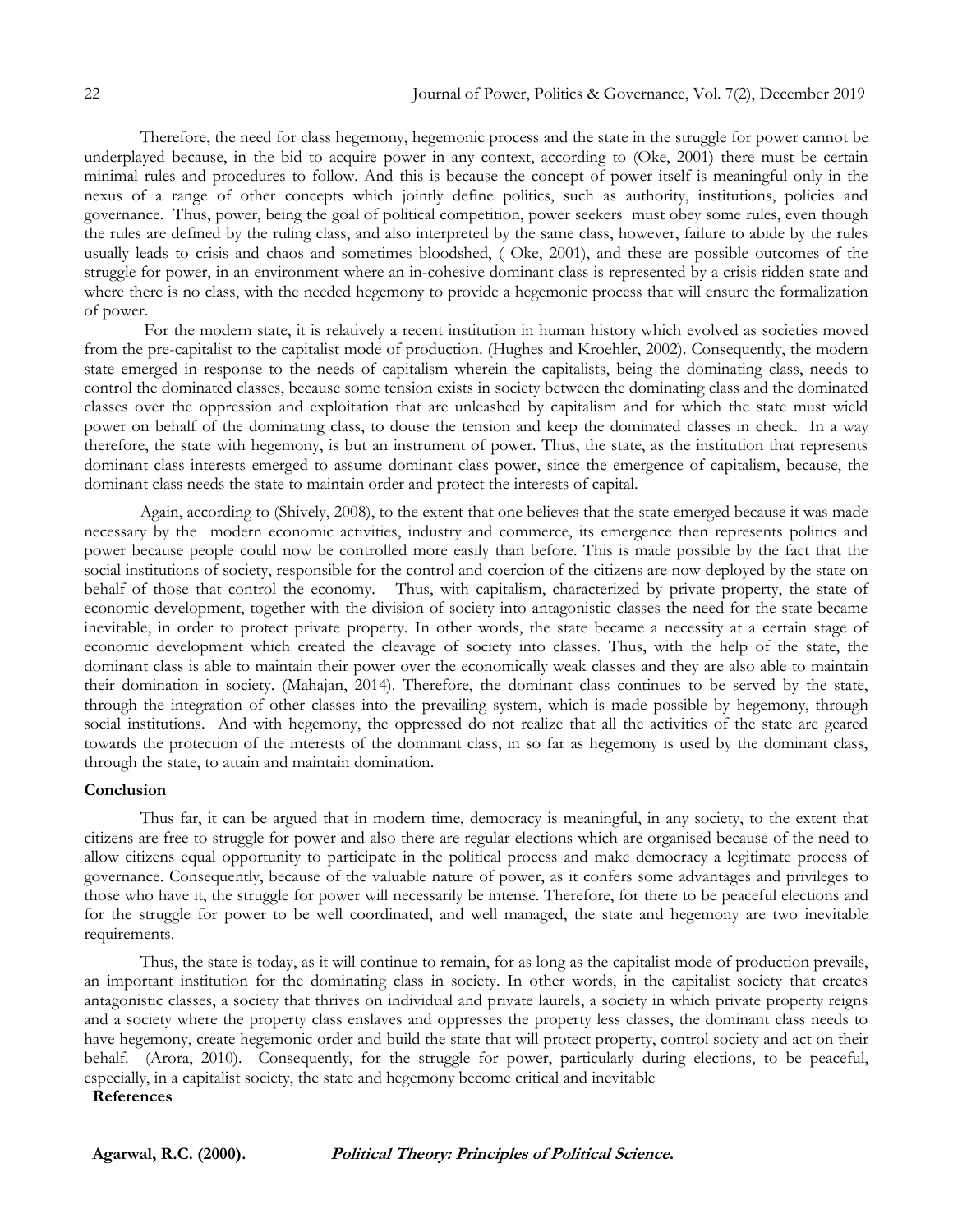Therefore, the need for class hegemony, hegemonic process and the state in the struggle for power cannot be underplayed because, in the bid to acquire power in any context, according to (Oke, 2001) there must be certain minimal rules and procedures to follow. And this is because the concept of power itself is meaningful only in the nexus of a range of other concepts which jointly define politics, such as authority, institutions, policies and governance. Thus, power, being the goal of political competition, power seekers must obey some rules, even though the rules are defined by the ruling class, and also interpreted by the same class, however, failure to abide by the rules usually leads to crisis and chaos and sometimes bloodshed, ( Oke, 2001), and these are possible outcomes of the struggle for power, in an environment where an in-cohesive dominant class is represented by a crisis ridden state and where there is no class, with the needed hegemony to provide a hegemonic process that will ensure the formalization of power.

For the modern state, it is relatively a recent institution in human history which evolved as societies moved from the pre-capitalist to the capitalist mode of production. (Hughes and Kroehler, 2002). Consequently, the modern state emerged in response to the needs of capitalism wherein the capitalists, being the dominating class, needs to control the dominated classes, because some tension exists in society between the dominating class and the dominated classes over the oppression and exploitation that are unleashed by capitalism and for which the state must wield power on behalf of the dominating class, to douse the tension and keep the dominated classes in check. In a way therefore, the state with hegemony, is but an instrument of power. Thus, the state, as the institution that represents dominant class interests emerged to assume dominant class power, since the emergence of capitalism, because, the dominant class needs the state to maintain order and protect the interests of capital.

Again, according to (Shively, 2008), to the extent that one believes that the state emerged because it was made necessary by the modern economic activities, industry and commerce, its emergence then represents politics and power because people could now be controlled more easily than before. This is made possible by the fact that the social institutions of society, responsible for the control and coercion of the citizens are now deployed by the state on behalf of those that control the economy. Thus, with capitalism, characterized by private property, the state of economic development, together with the division of society into antagonistic classes the need for the state became inevitable, in order to protect private property. In other words, the state became a necessity at a certain stage of economic development which created the cleavage of society into classes. Thus, with the help of the state, the dominant class is able to maintain their power over the economically weak classes and they are also able to maintain their domination in society. (Mahajan, 2014). Therefore, the dominant class continues to be served by the state, through the integration of other classes into the prevailing system, which is made possible by hegemony, through social institutions. And with hegemony, the oppressed do not realize that all the activities of the state are geared towards the protection of the interests of the dominant class, in so far as hegemony is used by the dominant class, through the state, to attain and maintain domination.

**Conclusion**

Thus far, it can be argued that in modern time, democracy is meaningful, in any society, to the extent that citizens are free to struggle for power and also there are regular elections which are organised because of the need to allow citizens equal opportunity to participate in the political process and make democracy a legitimate process of governance. Consequently, because of the valuable nature of power, as it confers some advantages and privileges to those who have it, the struggle for power will necessarily be intense. Therefore, for there to be peaceful elections and for the struggle for power to be well coordinated, and well managed, the state and hegemony are two inevitable requirements.

Thus, the state is today, as it will continue to remain, for as long as the capitalist mode of production prevails, an important institution for the dominating class in society. In other words, in the capitalist society that creates antagonistic classes, a society that thrives on individual and private laurels, a society in which private property reigns and a society where the property class enslaves and oppresses the property less classes, the dominant class needs to have hegemony, create hegemonic order and build the state that will protect property, control society and act on their behalf. (Arora, 2010). Consequently, for the struggle for power, particularly during elections, to be peaceful, especially, in a capitalist society, the state and hegemony become critical and inevitable

**References**

**Agarwal, R.C. (2000).** ***Political Theory: Principles of Political Science.***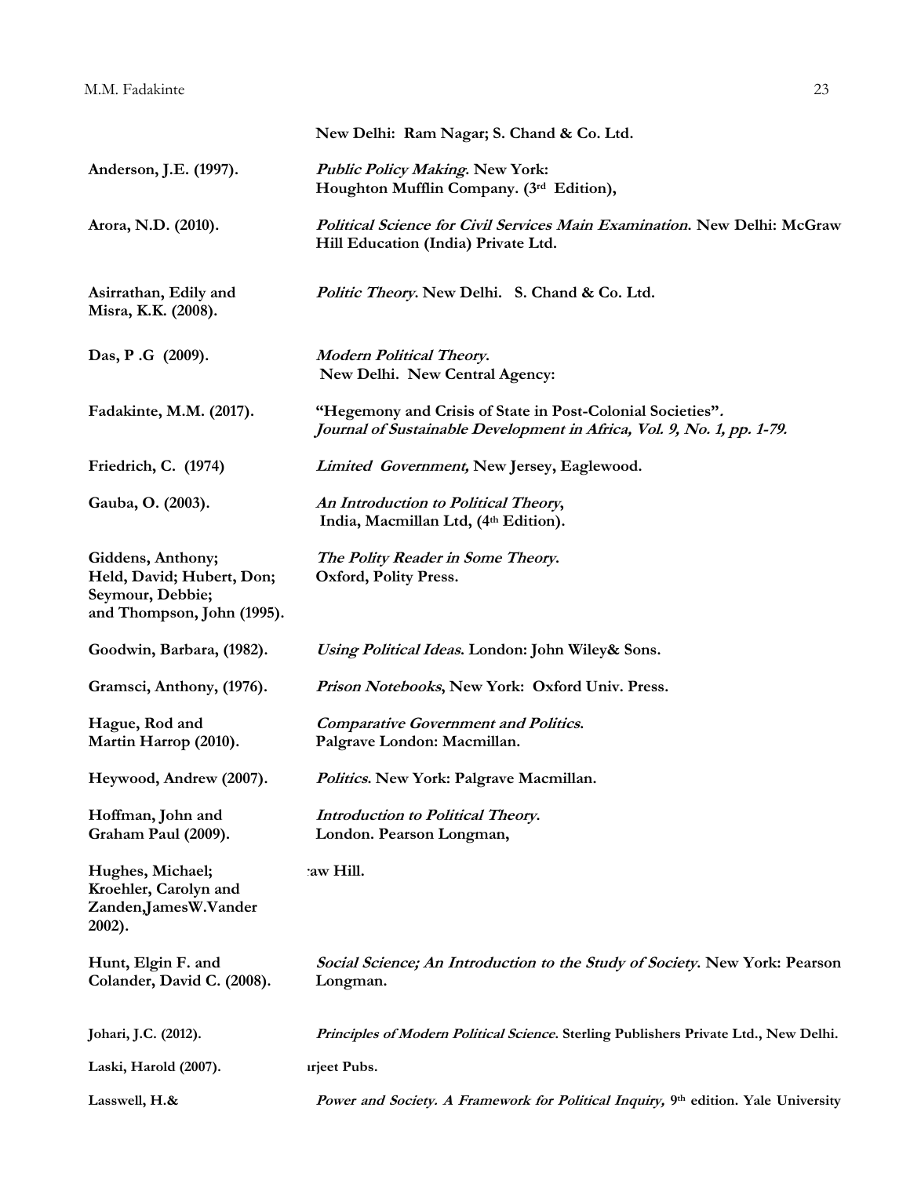**New Delhi: Ram Nagar; S. Chand & Co. Ltd.**

**Anderson, J.E. (1997).** ***Public Policy Making*. New York: Houghton Mufflin Company. (3rd Edition),**

**Arora, N.D. (2010).** ***Political Science for Civil Services Main Examination*. New Delhi: McGraw Hill Education (India) Private Ltd.**

**Asirrathan, Edily and Misra, K.K. (2008).** ***Politic Theory*. New Delhi. S. Chand & Co. Ltd.**

**Das, P .G (2009).** ***Modern Political Theory*. New Delhi. New Central Agency:**

**Fadakinte, M.M. (2017).** **"Hegemony and Crisis of State in Post-Colonial Societies".** ***Journal of Sustainable Development in Africa, Vol. 9, No. 1, pp. 1-79.***

**Friedrich, C. (1974)** ***Limited Government,* New Jersey, Eaglewood.**

**Gauba, O. (2003).** ***An Introduction to Political Theory*, India, Macmillan Ltd, (4th Edition).**

**Giddens, Anthony; Held, David; Hubert, Don; Seymour, Debbie; and Thompson, John (1995).** ***The Polity Reader in Some Theory*. Oxford, Polity Press.**

**Goodwin, Barbara, (1982).** ***Using Political Ideas*. London: John Wiley& Sons.**

**Gramsci, Anthony, (1976).** ***Prison Notebooks*, New York: Oxford Univ. Press.**

**Hague, Rod and Martin Harrop (2010).** ***Comparative Government and Politics*. Palgrave London: Macmillan.**

**Heywood, Andrew (2007).** ***Politics*. New York: Palgrave Macmillan.**

**Hoffman, John and Graham Paul (2009).** ***Introduction to Political Theory*. London. Pearson Longman,**

**Hughes, Michael; Kroehler, Carolyn and Zanden,JamesW.Vander 2002).** **:aw Hill.**

**Hunt, Elgin F. and Colander, David C. (2008).** ***Social Science; An Introduction to the Study of Society*. New York: Pearson Longman.**

**Johari, J.C. (2012).** ***Principles of Modern Political Science*. Sterling Publishers Private Ltd., New Delhi.**

**Laski, Harold (2007).** **ırjeet Pubs.**

**Lasswell, H.&** ***Power and Society. A Framework for Political Inquiry,* 9th edition. Yale University**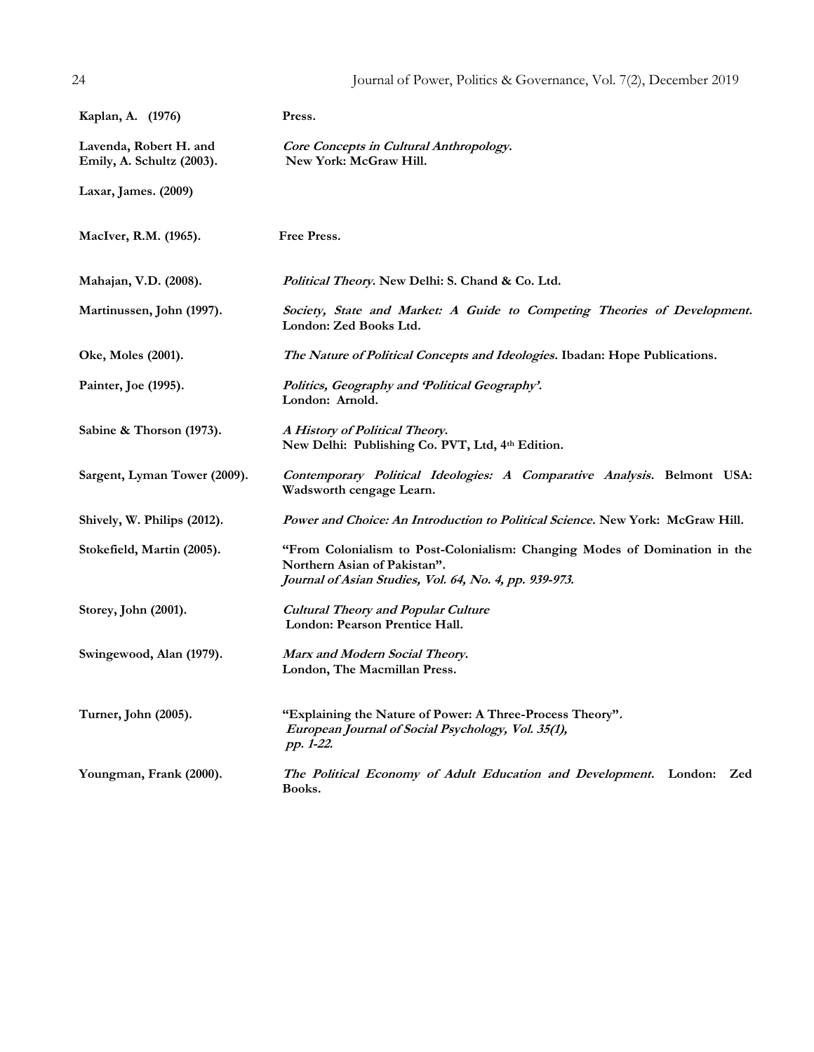**Kaplan, A. (1976)** **Press.**

**Lavenda, Robert H. and Emily, A. Schultz (2003).** ***Core Concepts in Cultural Anthropology*. New York: McGraw Hill.**

**Laxar, James. (2009)**

**MacIver, R.M. (1965).** **Free Press.**

**Mahajan, V.D. (2008).** ***Political Theory*. New Delhi: S. Chand & Co. Ltd.**

**Martinussen, John (1997).** ***Society, State and Market: A Guide to Competing Theories of Development*. London: Zed Books Ltd.**

**Oke, Moles (2001).** ***The Nature of Political Concepts and Ideologies*. Ibadan: Hope Publications.**

**Painter, Joe (1995).** ***Politics, Geography and 'Political Geography'*. London: Arnold.**

**Sabine & Thorson (1973).** ***A History of Political Theory*. New Delhi: Publishing Co. PVT, Ltd, 4th Edition.**

**Sargent, Lyman Tower (2009).** ***Contemporary Political Ideologies: A Comparative Analysis*. Belmont USA: Wadsworth cengage Learn.**

**Shively, W. Philips (2012).** ***Power and Choice: An Introduction to Political Science*. New York: McGraw Hill.**

**Stokefield, Martin (2005).** **"From Colonialism to Post-Colonialism: Changing Modes of Domination in the Northern Asian of Pakistan". *Journal of Asian Studies, Vol. 64, No. 4, pp. 939-973.***

**Storey, John (2001).** ***Cultural Theory and Popular Culture* London: Pearson Prentice Hall.**

**Swingewood, Alan (1979).** ***Marx and Modern Social Theory*. London, The Macmillan Press.**

**Turner, John (2005).** **"Explaining the Nature of Power: A Three-Process Theory". *European Journal of Social Psychology, Vol. 35(1), pp. 1-22.***

**Youngman, Frank (2000).** ***The Political Economy of Adult Education and Development*. London: Zed Books.**